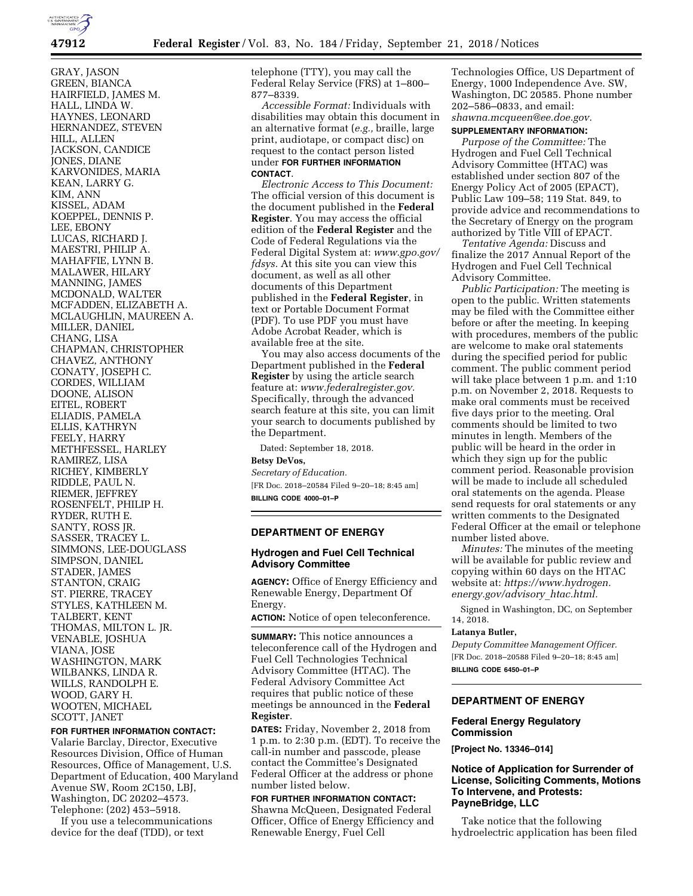GRAY, JASON
GREEN, BIANCA
HAIRFIELD, JAMES M.
HALL, LINDA W.
HAYNES, LEONARD
HERNANDEZ, STEVEN
HILL, ALLEN
JACKSON, CANDICE
JONES, DIANE
KARVONIDES, MARIA
KEAN, LARRY G.
KIM, ANN
KISSEL, ADAM
KOEPPEL, DENNIS P.
LEE, EBONY
LUCAS, RICHARD J.
MAESTRI, PHILIP A.
MAHAFFIE, LYNN B.
MALAWER, HILARY
MANNING, JAMES
MCDONALD, WALTER
MCFADDEN, ELIZABETH A.
MCLAUGHLIN, MAUREEN A.
MILLER, DANIEL
CHANG, LISA
CHAPMAN, CHRISTOPHER
CHAVEZ, ANTHONY
CONATY, JOSEPH C.
CORDES, WILLIAM
DOONE, ALISON
EITEL, ROBERT
ELIADIS, PAMELA
ELLIS, KATHRYN
FEELY, HARRY
METHFESSEL, HARLEY
RAMIREZ, LISA
RICHEY, KIMBERLY
RIDDLE, PAUL N.
RIEMER, JEFFREY
ROSENFELT, PHILIP H.
RYDER, RUTH E.
SANTY, ROSS JR.
SASSER, TRACEY L.
SIMMONS, LEE-DOUGLASS
SIMPSON, DANIEL
STADER, JAMES
STANTON, CRAIG
ST. PIERRE, TRACEY
STYLES, KATHLEEN M.
TALBERT, KENT
THOMAS, MILTON L. JR.
VENABLE, JOSHUA
VIANA, JOSE
WASHINGTON, MARK
WILBANKS, LINDA R.
WILLS, RANDOLPH E.
WOOD, GARY H.
WOOTEN, MICHAEL
SCOTT, JANET

**FOR FURTHER INFORMATION CONTACT:** Valarie Barclay, Director, Executive Resources Division, Office of Human Resources, Office of Management, U.S. Department of Education, 400 Maryland Avenue SW, Room 2C150, LBJ, Washington, DC 20202–4573. Telephone: (202) 453–5918.

If you use a telecommunications device for the deaf (TDD), or text telephone (TTY), you may call the Federal Relay Service (FRS) at 1–800–877–8339.

*Accessible Format:* Individuals with disabilities may obtain this document in an alternative format (*e.g.,* braille, large print, audiotape, or compact disc) on request to the contact person listed under **FOR FURTHER INFORMATION CONTACT**.

*Electronic Access to This Document:* The official version of this document is the document published in the **Federal Register**. You may access the official edition of the **Federal Register** and the Code of Federal Regulations via the Federal Digital System at: *www.gpo.gov/fdsys.* At this site you can view this document, as well as all other documents of this Department published in the **Federal Register**, in text or Portable Document Format (PDF). To use PDF you must have Adobe Acrobat Reader, which is available free at the site.

You may also access documents of the Department published in the **Federal Register** by using the article search feature at: *www.federalregister.gov.* Specifically, through the advanced search feature at this site, you can limit your search to documents published by the Department.

Dated: September 18, 2018.

**Betsy DeVos,**

*Secretary of Education.*

[FR Doc. 2018–20584 Filed 9–20–18; 8:45 am]

**BILLING CODE 4000–01–P**

## DEPARTMENT OF ENERGY

### Hydrogen and Fuel Cell Technical Advisory Committee

**AGENCY:** Office of Energy Efficiency and Renewable Energy, Department Of Energy.

**ACTION:** Notice of open teleconference.

**SUMMARY:** This notice announces a teleconference call of the Hydrogen and Fuel Cell Technologies Technical Advisory Committee (HTAC). The Federal Advisory Committee Act requires that public notice of these meetings be announced in the **Federal Register**.

**DATES:** Friday, November 2, 2018 from 1 p.m. to 2:30 p.m. (EDT). To receive the call-in number and passcode, please contact the Committee's Designated Federal Officer at the address or phone number listed below.

**FOR FURTHER INFORMATION CONTACT:** Shawna McQueen, Designated Federal Officer, Office of Energy Efficiency and Renewable Energy, Fuel Cell Technologies Office, US Department of Energy, 1000 Independence Ave. SW, Washington, DC 20585. Phone number 202–586–0833, and email: *shawna.mcqueen@ee.doe.gov.*

**SUPPLEMENTARY INFORMATION:**

*Purpose of the Committee:* The Hydrogen and Fuel Cell Technical Advisory Committee (HTAC) was established under section 807 of the Energy Policy Act of 2005 (EPACT), Public Law 109–58; 119 Stat. 849, to provide advice and recommendations to the Secretary of Energy on the program authorized by Title VIII of EPACT.

*Tentative Agenda:* Discuss and finalize the 2017 Annual Report of the Hydrogen and Fuel Cell Technical Advisory Committee.

*Public Participation:* The meeting is open to the public. Written statements may be filed with the Committee either before or after the meeting. In keeping with procedures, members of the public are welcome to make oral statements during the specified period for public comment. The public comment period will take place between 1 p.m. and 1:10 p.m. on November 2, 2018. Requests to make oral comments must be received five days prior to the meeting. Oral comments should be limited to two minutes in length. Members of the public will be heard in the order in which they sign up for the public comment period. Reasonable provision will be made to include all scheduled oral statements on the agenda. Please send requests for oral statements or any written comments to the Designated Federal Officer at the email or telephone number listed above.

*Minutes:* The minutes of the meeting will be available for public review and copying within 60 days on the HTAC website at: *https://www.hydrogen.energy.gov/advisory_htac.html.*

Signed in Washington, DC, on September 14, 2018.

**Latanya Butler,**

*Deputy Committee Management Officer.*

[FR Doc. 2018–20588 Filed 9–20–18; 8:45 am]

**BILLING CODE 6450–01–P**

## DEPARTMENT OF ENERGY

### Federal Energy Regulatory Commission

**[Project No. 13346–014]**

### Notice of Application for Surrender of License, Soliciting Comments, Motions To Intervene, and Protests: PayneBridge, LLC

Take notice that the following hydroelectric application has been filed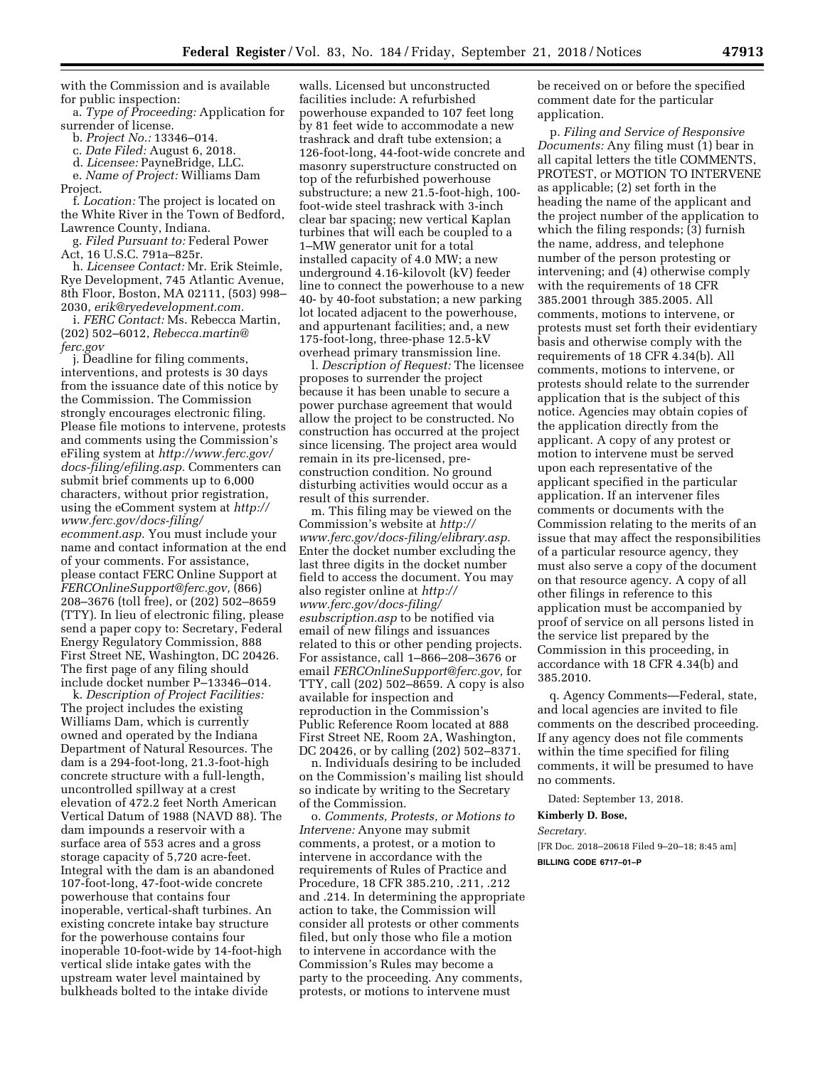with the Commission and is available for public inspection:

a. *Type of Proceeding:* Application for surrender of license.

b. *Project No.:* 13346–014.

c. *Date Filed:* August 6, 2018.

d. *Licensee:* PayneBridge, LLC.

e. *Name of Project:* Williams Dam Project.

f. *Location:* The project is located on the White River in the Town of Bedford, Lawrence County, Indiana.

g. *Filed Pursuant to:* Federal Power Act, 16 U.S.C. 791a–825r.

h. *Licensee Contact:* Mr. Erik Steimle, Rye Development, 745 Atlantic Avenue, 8th Floor, Boston, MA 02111, (503) 998–2030, *erik@ryedevelopment.com.*

i. *FERC Contact:* Ms. Rebecca Martin, (202) 502–6012, *Rebecca.martin@ferc.gov*

j. Deadline for filing comments, interventions, and protests is 30 days from the issuance date of this notice by the Commission. The Commission strongly encourages electronic filing. Please file motions to intervene, protests and comments using the Commission's eFiling system at *http://www.ferc.gov/docs-filing/efiling.asp.* Commenters can submit brief comments up to 6,000 characters, without prior registration, using the eComment system at *http://www.ferc.gov/docs-filing/ecomment.asp.* You must include your name and contact information at the end of your comments. For assistance, please contact FERC Online Support at *FERCOnlineSupport@ferc.gov,* (866) 208–3676 (toll free), or (202) 502–8659 (TTY). In lieu of electronic filing, please send a paper copy to: Secretary, Federal Energy Regulatory Commission, 888 First Street NE, Washington, DC 20426. The first page of any filing should include docket number P–13346–014.

k. *Description of Project Facilities:* The project includes the existing Williams Dam, which is currently owned and operated by the Indiana Department of Natural Resources. The dam is a 294-foot-long, 21.3-foot-high concrete structure with a full-length, uncontrolled spillway at a crest elevation of 472.2 feet North American Vertical Datum of 1988 (NAVD 88). The dam impounds a reservoir with a surface area of 553 acres and a gross storage capacity of 5,720 acre-feet. Integral with the dam is an abandoned 107-foot-long, 47-foot-wide concrete powerhouse that contains four inoperable, vertical-shaft turbines. An existing concrete intake bay structure for the powerhouse contains four inoperable 10-foot-wide by 14-foot-high vertical slide intake gates with the upstream water level maintained by bulkheads bolted to the intake divide walls. Licensed but unconstructed facilities include: A refurbished powerhouse expanded to 107 feet long by 81 feet wide to accommodate a new trashrack and draft tube extension; a 126-foot-long, 44-foot-wide concrete and masonry superstructure constructed on top of the refurbished powerhouse substructure; a new 21.5-foot-high, 100-foot-wide steel trashrack with 3-inch clear bar spacing; new vertical Kaplan turbines that will each be coupled to a 1–MW generator unit for a total installed capacity of 4.0 MW; a new underground 4.16-kilovolt (kV) feeder line to connect the powerhouse to a new 40- by 40-foot substation; a new parking lot located adjacent to the powerhouse, and appurtenant facilities; and, a new 175-foot-long, three-phase 12.5-kV overhead primary transmission line.

l. *Description of Request:* The licensee proposes to surrender the project because it has been unable to secure a power purchase agreement that would allow the project to be constructed. No construction has occurred at the project since licensing. The project area would remain in its pre-licensed, pre-construction condition. No ground disturbing activities would occur as a result of this surrender.

m. This filing may be viewed on the Commission's website at *http://www.ferc.gov/docs-filing/elibrary.asp.* Enter the docket number excluding the last three digits in the docket number field to access the document. You may also register online at *http://www.ferc.gov/docs-filing/esubscription.asp* to be notified via email of new filings and issuances related to this or other pending projects. For assistance, call 1–866–208–3676 or email *FERCOnlineSupport@ferc.gov,* for TTY, call (202) 502–8659. A copy is also available for inspection and reproduction in the Commission's Public Reference Room located at 888 First Street NE, Room 2A, Washington, DC 20426, or by calling (202) 502–8371.

n. Individuals desiring to be included on the Commission's mailing list should so indicate by writing to the Secretary of the Commission.

o. *Comments, Protests, or Motions to Intervene:* Anyone may submit comments, a protest, or a motion to intervene in accordance with the requirements of Rules of Practice and Procedure, 18 CFR 385.210, .211, .212 and .214. In determining the appropriate action to take, the Commission will consider all protests or other comments filed, but only those who file a motion to intervene in accordance with the Commission's Rules may become a party to the proceeding. Any comments, protests, or motions to intervene must be received on or before the specified comment date for the particular application.

p. *Filing and Service of Responsive Documents:* Any filing must (1) bear in all capital letters the title COMMENTS, PROTEST, or MOTION TO INTERVENE as applicable; (2) set forth in the heading the name of the applicant and the project number of the application to which the filing responds; (3) furnish the name, address, and telephone number of the person protesting or intervening; and (4) otherwise comply with the requirements of 18 CFR 385.2001 through 385.2005. All comments, motions to intervene, or protests must set forth their evidentiary basis and otherwise comply with the requirements of 18 CFR 4.34(b). All comments, motions to intervene, or protests should relate to the surrender application that is the subject of this notice. Agencies may obtain copies of the application directly from the applicant. A copy of any protest or motion to intervene must be served upon each representative of the applicant specified in the particular application. If an intervener files comments or documents with the Commission relating to the merits of an issue that may affect the responsibilities of a particular resource agency, they must also serve a copy of the document on that resource agency. A copy of all other filings in reference to this application must be accompanied by proof of service on all persons listed in the service list prepared by the Commission in this proceeding, in accordance with 18 CFR 4.34(b) and 385.2010.

q. Agency Comments—Federal, state, and local agencies are invited to file comments on the described proceeding. If any agency does not file comments within the time specified for filing comments, it will be presumed to have no comments.

Dated: September 13, 2018.

**Kimberly D. Bose,**

*Secretary.*

[FR Doc. 2018–20618 Filed 9–20–18; 8:45 am]

**BILLING CODE 6717–01–P**